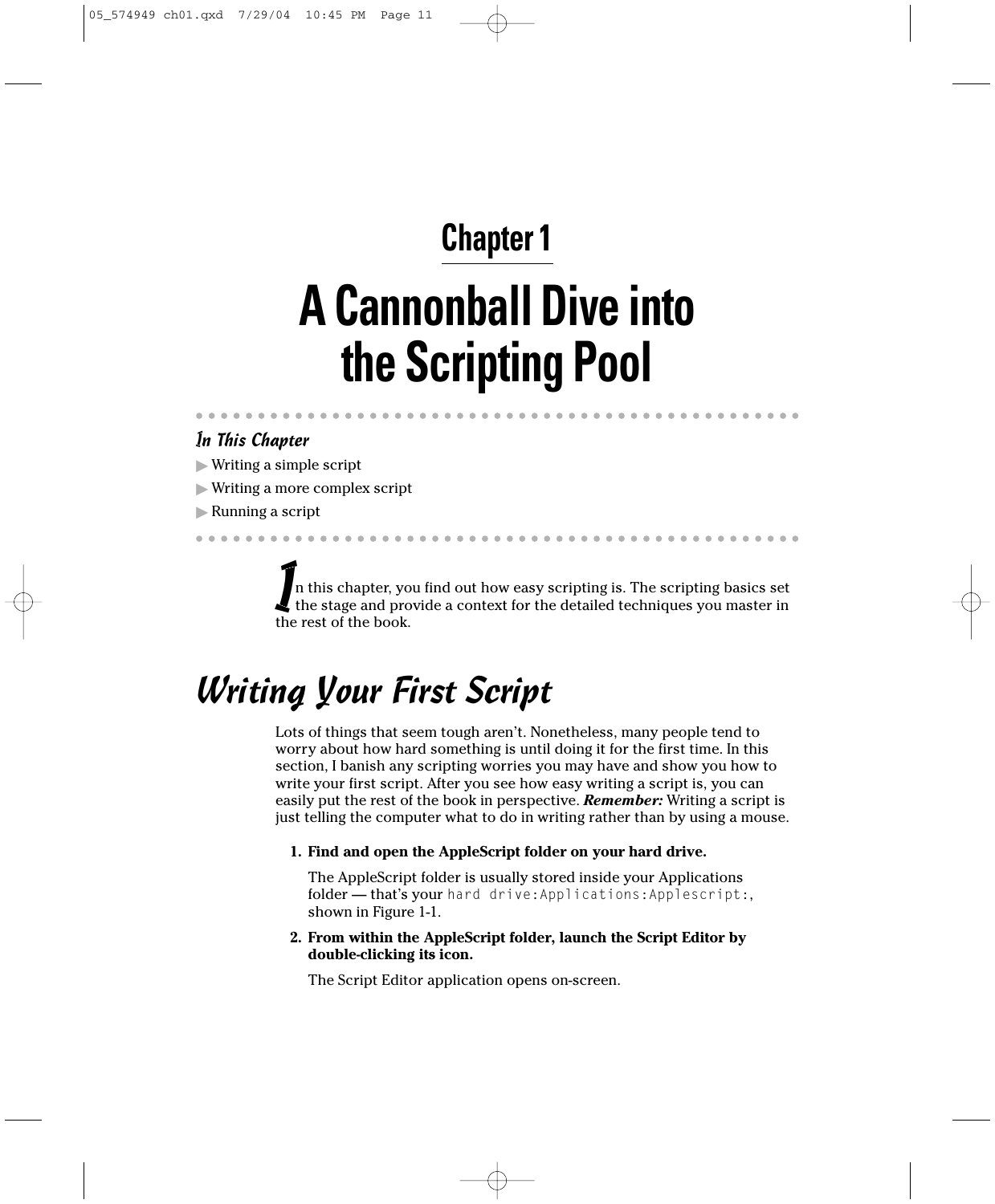# Chapter 1

# A Cannonball Dive into the Scripting Pool

### In This Chapter

- Writing a simple script
- Writing a more complex script
- Running a script

In this chapter, you find out how easy scripting is. The scripting basics set the stage and provide a context for the detailed techniques you master in the rest of the book.

## Writing Your First Script

Lots of things that seem tough aren't. Nonetheless, many people tend to worry about how hard something is until doing it for the first time. In this section, I banish any scripting worries you may have and show you how to write your first script. After you see how easy writing a script is, you can easily put the rest of the book in perspective. ***Remember:*** Writing a script is just telling the computer what to do in writing rather than by using a mouse.

1. **Find and open the AppleScript folder on your hard drive.**

   The AppleScript folder is usually stored inside your Applications folder — that's your `hard drive:Applications:Applescript:`, shown in Figure 1-1.

2. **From within the AppleScript folder, launch the Script Editor by double-clicking its icon.**

   The Script Editor application opens on-screen.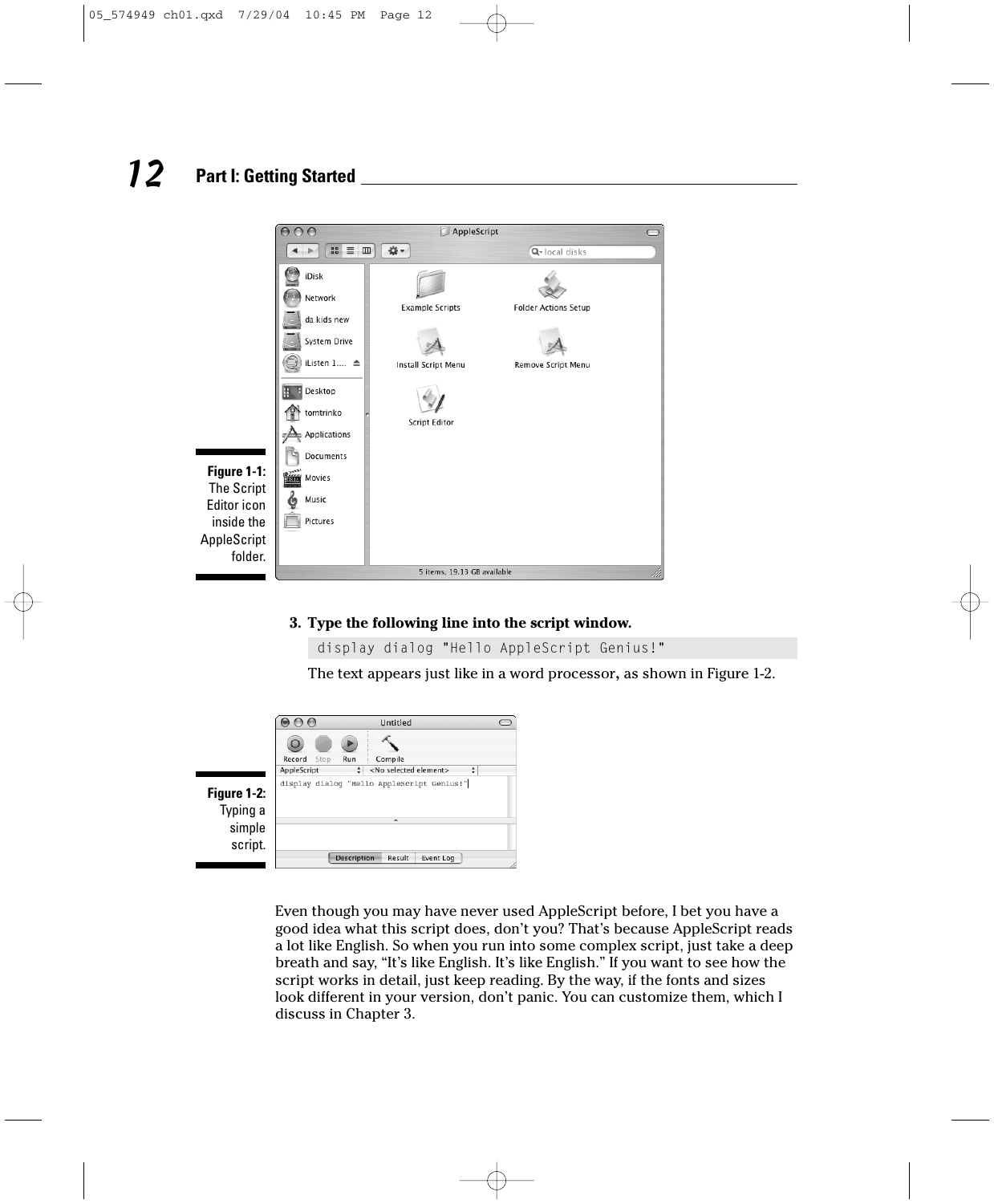Figure 1-1: The Script Editor icon inside the AppleScript folder.

3. **Type the following line into the script window.**

```
display dialog "Hello AppleScript Genius!"
```

The text appears just like in a word processor, as shown in Figure 1-2.

Figure 1-2: Typing a simple script.

Even though you may have never used AppleScript before, I bet you have a good idea what this script does, don't you? That's because AppleScript reads a lot like English. So when you run into some complex script, just take a deep breath and say, "It's like English. It's like English." If you want to see how the script works in detail, just keep reading. By the way, if the fonts and sizes look different in your version, don't panic. You can customize them, which I discuss in Chapter 3.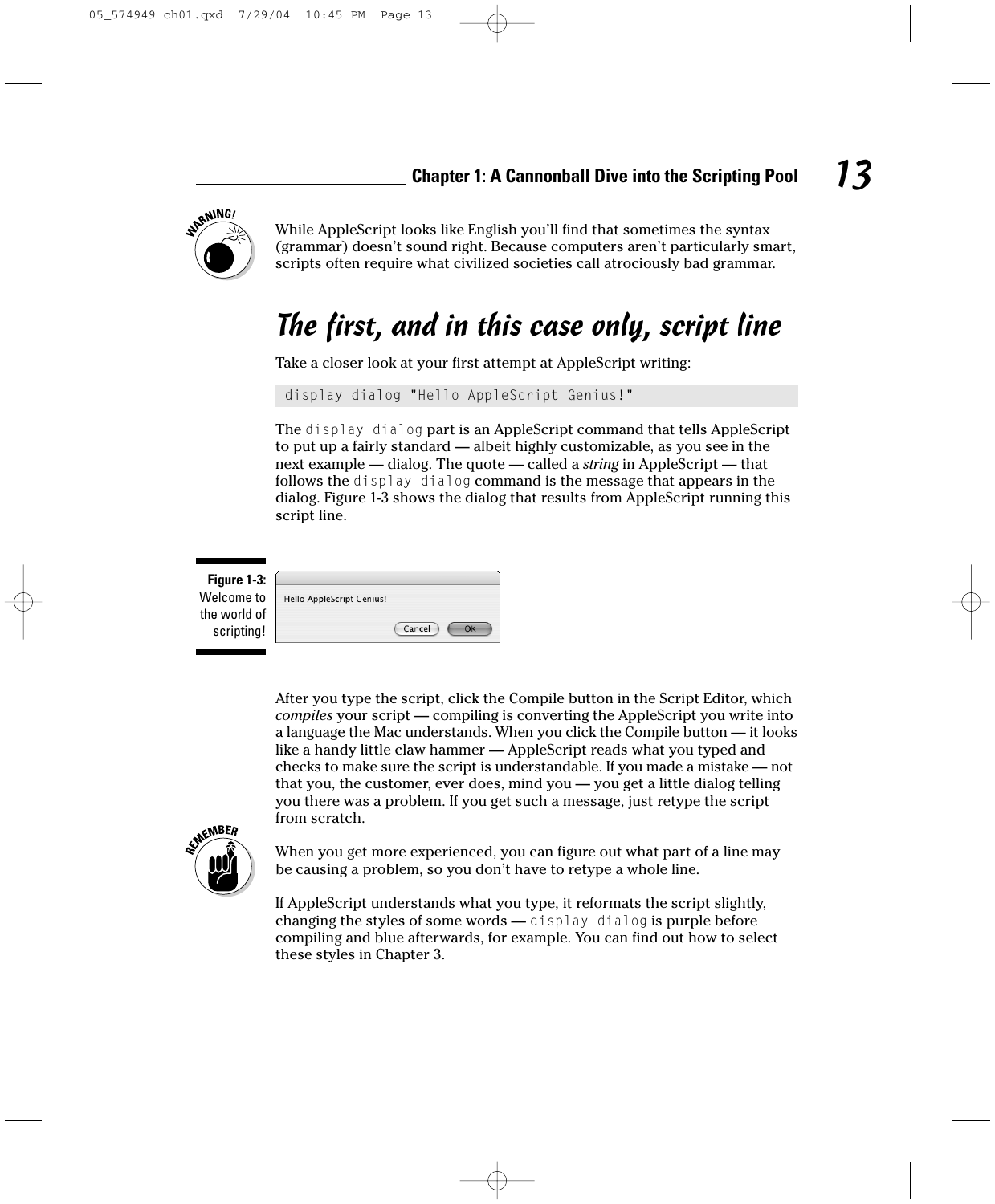While AppleScript looks like English you'll find that sometimes the syntax (grammar) doesn't sound right. Because computers aren't particularly smart, scripts often require what civilized societies call atrociously bad grammar.

## The first, and in this case only, script line

Take a closer look at your first attempt at AppleScript writing:

```
display dialog "Hello AppleScript Genius!"
```

The `display dialog` part is an AppleScript command that tells AppleScript to put up a fairly standard — albeit highly customizable, as you see in the next example — dialog. The quote — called a *string* in AppleScript — that follows the `display dialog` command is the message that appears in the dialog. Figure 1-3 shows the dialog that results from AppleScript running this script line.

**Figure 1-3:** Welcome to the world of scripting!

After you type the script, click the Compile button in the Script Editor, which *compiles* your script — compiling is converting the AppleScript you write into a language the Mac understands. When you click the Compile button — it looks like a handy little claw hammer — AppleScript reads what you typed and checks to make sure the script is understandable. If you made a mistake — not that you, the customer, ever does, mind you — you get a little dialog telling you there was a problem. If you get such a message, just retype the script from scratch.

When you get more experienced, you can figure out what part of a line may be causing a problem, so you don't have to retype a whole line.

If AppleScript understands what you type, it reformats the script slightly, changing the styles of some words — `display dialog` is purple before compiling and blue afterwards, for example. You can find out how to select these styles in Chapter 3.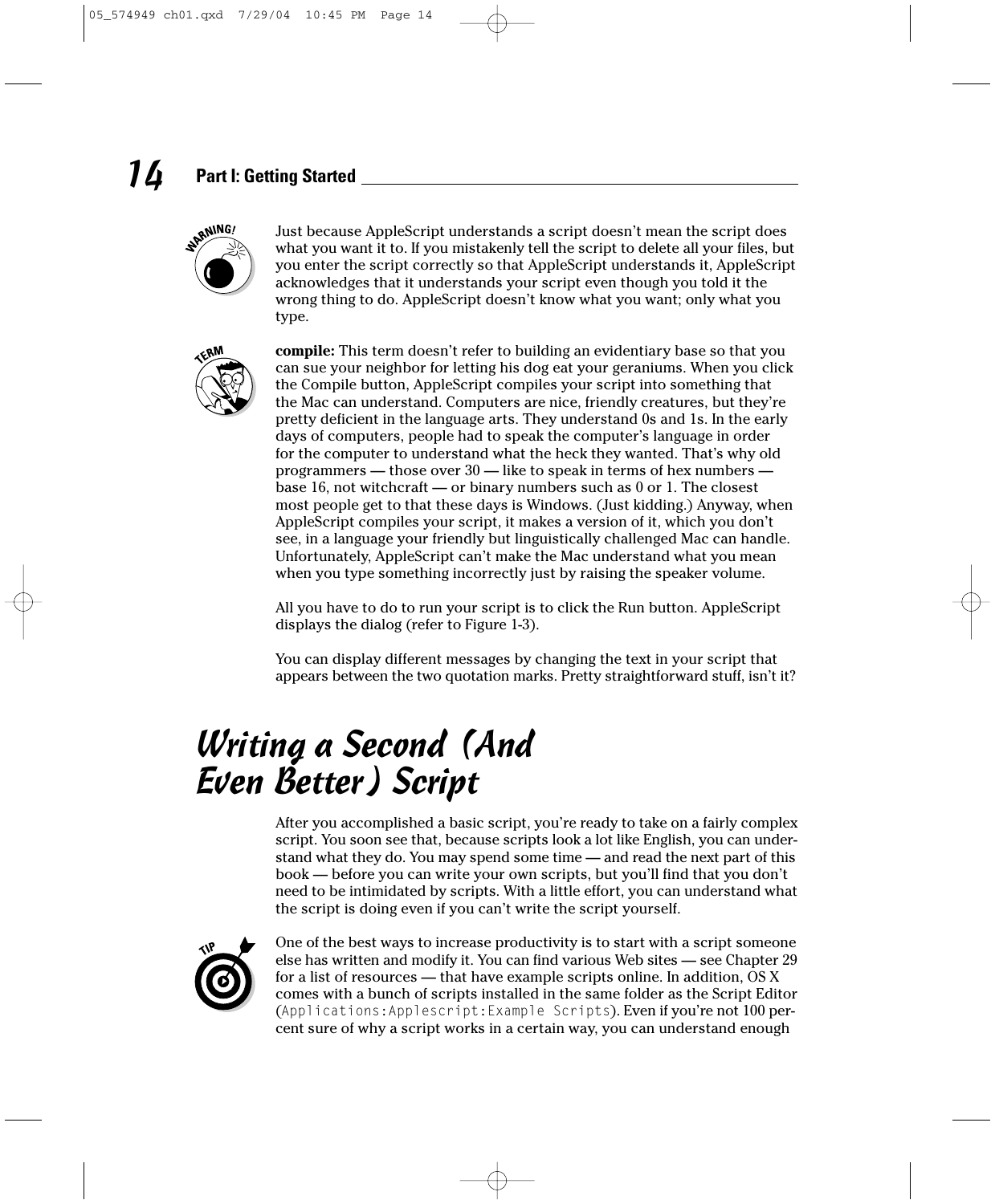Just because AppleScript understands a script doesn't mean the script does what you want it to. If you mistakenly tell the script to delete all your files, but you enter the script correctly so that AppleScript understands it, AppleScript acknowledges that it understands your script even though you told it the wrong thing to do. AppleScript doesn't know what you want; only what you type.

**compile:** This term doesn't refer to building an evidentiary base so that you can sue your neighbor for letting his dog eat your geraniums. When you click the Compile button, AppleScript compiles your script into something that the Mac can understand. Computers are nice, friendly creatures, but they're pretty deficient in the language arts. They understand 0s and 1s. In the early days of computers, people had to speak the computer's language in order for the computer to understand what the heck they wanted. That's why old programmers — those over 30 — like to speak in terms of hex numbers — base 16, not witchcraft — or binary numbers such as 0 or 1. The closest most people get to that these days is Windows. (Just kidding.) Anyway, when AppleScript compiles your script, it makes a version of it, which you don't see, in a language your friendly but linguistically challenged Mac can handle. Unfortunately, AppleScript can't make the Mac understand what you mean when you type something incorrectly just by raising the speaker volume.

All you have to do to run your script is to click the Run button. AppleScript displays the dialog (refer to Figure 1-3).

You can display different messages by changing the text in your script that appears between the two quotation marks. Pretty straightforward stuff, isn't it?

## Writing a Second (And Even Better) Script

After you accomplished a basic script, you're ready to take on a fairly complex script. You soon see that, because scripts look a lot like English, you can understand what they do. You may spend some time — and read the next part of this book — before you can write your own scripts, but you'll find that you don't need to be intimidated by scripts. With a little effort, you can understand what the script is doing even if you can't write the script yourself.

One of the best ways to increase productivity is to start with a script someone else has written and modify it. You can find various Web sites — see Chapter 29 for a list of resources — that have example scripts online. In addition, OS X comes with a bunch of scripts installed in the same folder as the Script Editor (`Applications:Applescript:Example Scripts`). Even if you're not 100 percent sure of why a script works in a certain way, you can understand enough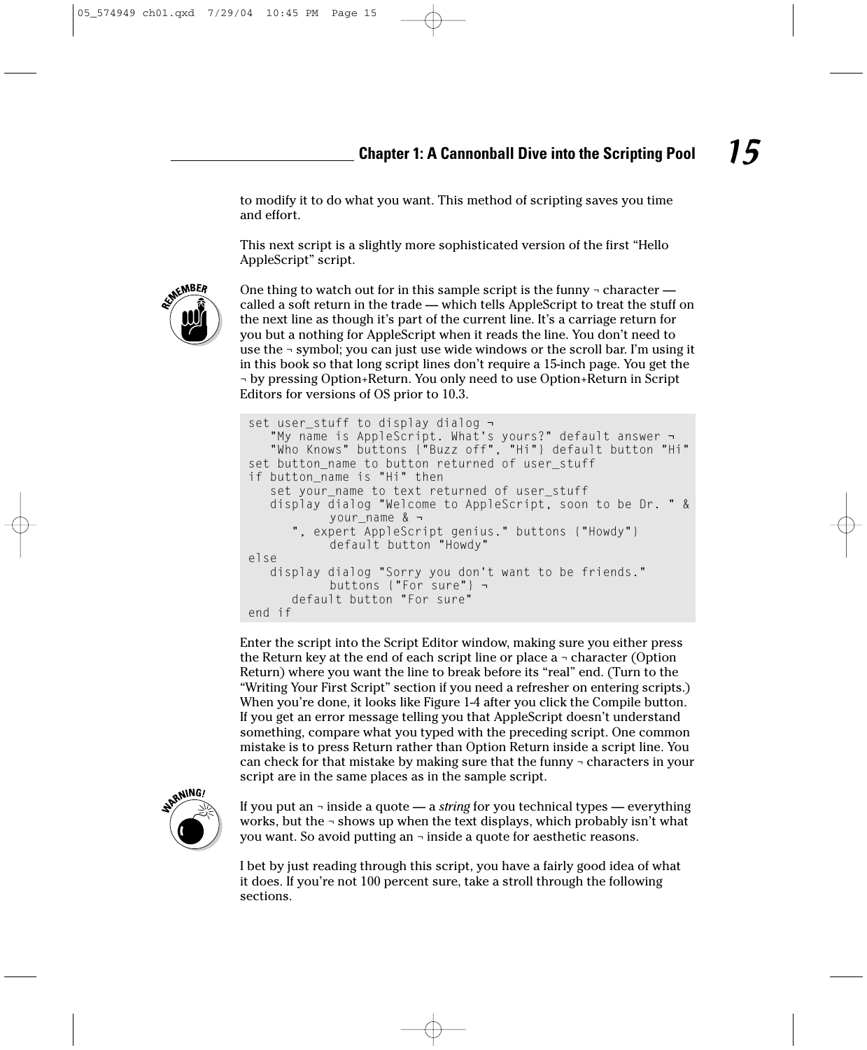to modify it to do what you want. This method of scripting saves you time and effort.

This next script is a slightly more sophisticated version of the first "Hello AppleScript" script.

REMEMBER

One thing to watch out for in this sample script is the funny ¬ character — called a soft return in the trade — which tells AppleScript to treat the stuff on the next line as though it's part of the current line. It's a carriage return for you but a nothing for AppleScript when it reads the line. You don't need to use the ¬ symbol; you can just use wide windows or the scroll bar. I'm using it in this book so that long script lines don't require a 15-inch page. You get the ¬ by pressing Option+Return. You only need to use Option+Return in Script Editors for versions of OS prior to 10.3.

```
set user_stuff to display dialog ¬
   "My name is AppleScript. What's yours?" default answer ¬
   "Who Knows" buttons {"Buzz off", "Hi"} default button "Hi"
set button_name to button returned of user_stuff
if button_name is "Hi" then
   set your_name to text returned of user_stuff
   display dialog "Welcome to AppleScript, soon to be Dr. " &
           your_name & ¬
      ", expert AppleScript genius." buttons {"Howdy"}
           default button "Howdy"
else
   display dialog "Sorry you don't want to be friends."
           buttons {"For sure"} ¬
      default button "For sure"
end if
```

Enter the script into the Script Editor window, making sure you either press the Return key at the end of each script line or place a ¬ character (Option Return) where you want the line to break before its "real" end. (Turn to the "Writing Your First Script" section if you need a refresher on entering scripts.) When you're done, it looks like Figure 1-4 after you click the Compile button. If you get an error message telling you that AppleScript doesn't understand something, compare what you typed with the preceding script. One common mistake is to press Return rather than Option Return inside a script line. You can check for that mistake by making sure that the funny ¬ characters in your script are in the same places as in the sample script.

WARNING!

If you put an ¬ inside a quote — a *string* for you technical types — everything works, but the ¬ shows up when the text displays, which probably isn't what you want. So avoid putting an ¬ inside a quote for aesthetic reasons.

I bet by just reading through this script, you have a fairly good idea of what it does. If you're not 100 percent sure, take a stroll through the following sections.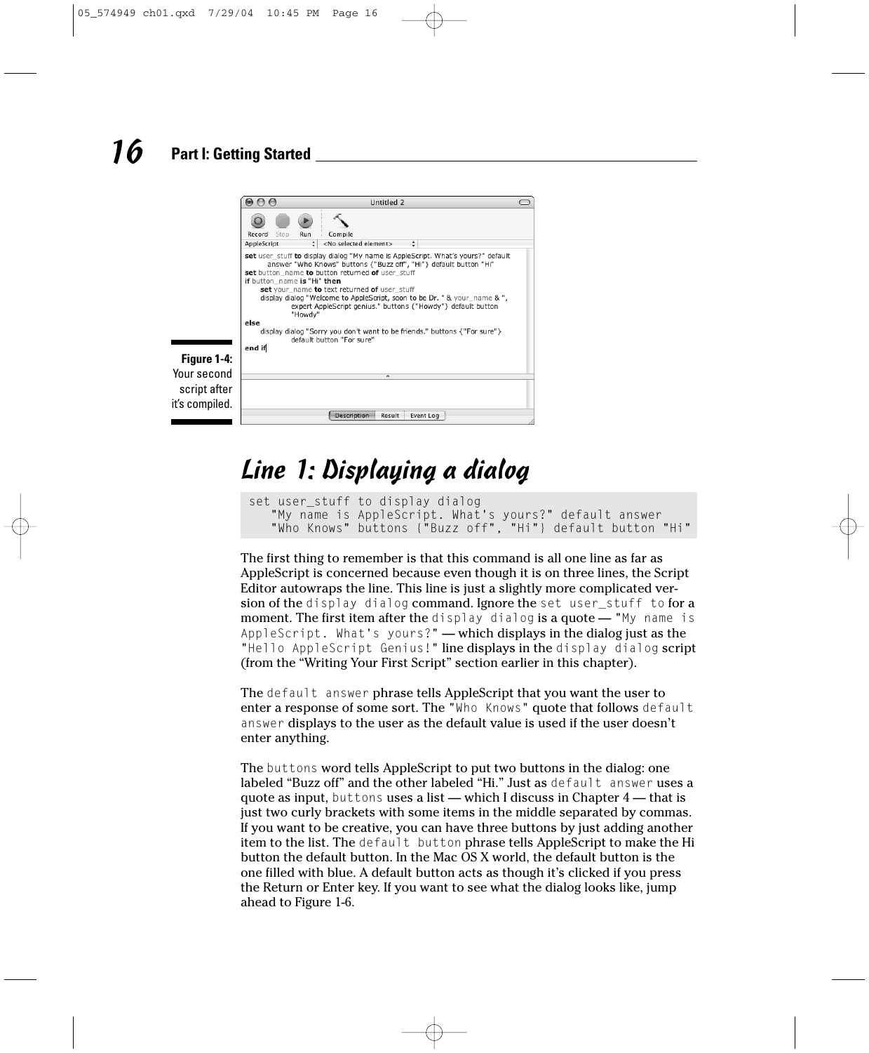Figure 1-4: Your second script after it's compiled.

## Line 1: Displaying a dialog

```
set user_stuff to display dialog
    "My name is AppleScript. What's yours?" default answer
    "Who Knows" buttons {"Buzz off", "Hi"} default button "Hi"
```

The first thing to remember is that this command is all one line as far as AppleScript is concerned because even though it is on three lines, the Script Editor autowraps the line. This line is just a slightly more complicated version of the `display dialog` command. Ignore the `set user_stuff to` for a moment. The first item after the `display dialog` is a quote — `"My name is AppleScript. What's yours?"` — which displays in the dialog just as the `"Hello AppleScript Genius!"` line displays in the `display dialog` script (from the "Writing Your First Script" section earlier in this chapter).

The `default answer` phrase tells AppleScript that you want the user to enter a response of some sort. The `"Who Knows"` quote that follows `default answer` displays to the user as the default value is used if the user doesn't enter anything.

The `buttons` word tells AppleScript to put two buttons in the dialog: one labeled "Buzz off" and the other labeled "Hi." Just as `default answer` uses a quote as input, `buttons` uses a list — which I discuss in Chapter 4 — that is just two curly brackets with some items in the middle separated by commas. If you want to be creative, you can have three buttons by just adding another item to the list. The `default button` phrase tells AppleScript to make the Hi button the default button. In the Mac OS X world, the default button is the one filled with blue. A default button acts as though it's clicked if you press the Return or Enter key. If you want to see what the dialog looks like, jump ahead to Figure 1-6.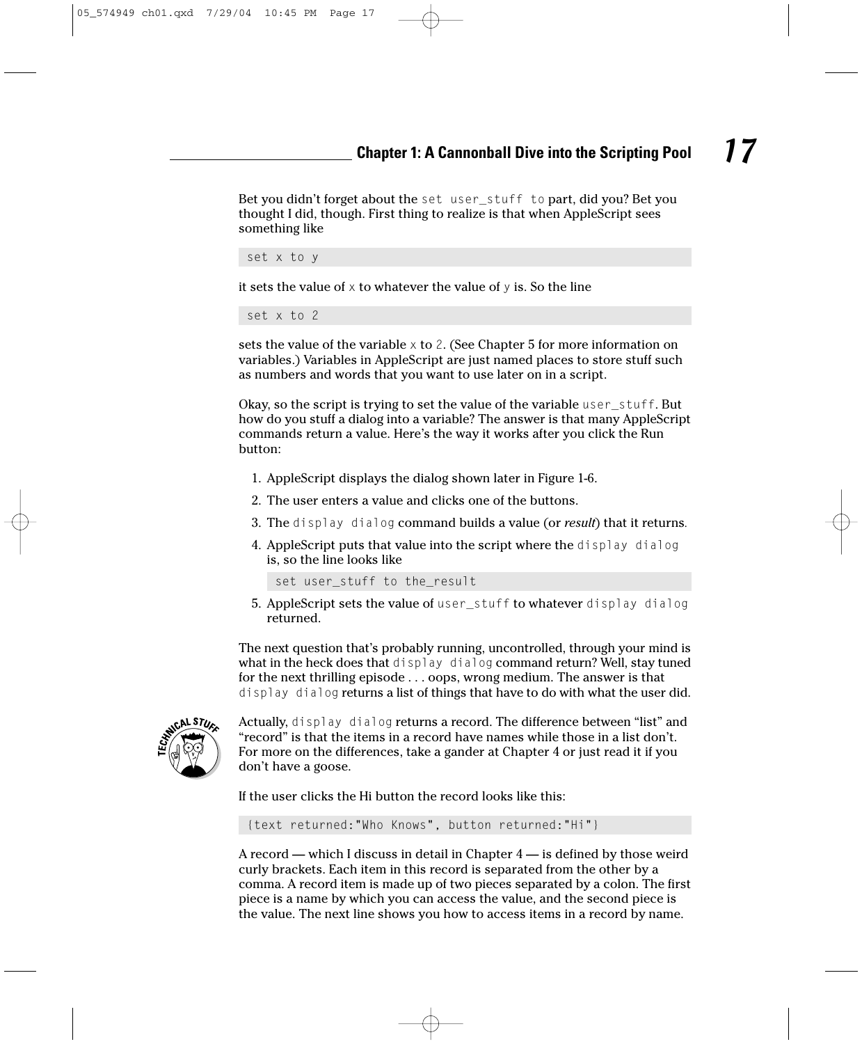Bet you didn't forget about the `set user_stuff to` part, did you? Bet you thought I did, though. First thing to realize is that when AppleScript sees something like

```
set x to y
```

it sets the value of `x` to whatever the value of `y` is. So the line

```
set x to 2
```

sets the value of the variable `x` to `2`. (See Chapter 5 for more information on variables.) Variables in AppleScript are just named places to store stuff such as numbers and words that you want to use later on in a script.

Okay, so the script is trying to set the value of the variable `user_stuff`. But how do you stuff a dialog into a variable? The answer is that many AppleScript commands return a value. Here's the way it works after you click the Run button:

1. AppleScript displays the dialog shown later in Figure 1-6.
2. The user enters a value and clicks one of the buttons.
3. The `display dialog` command builds a value (or *result*) that it returns.
4. AppleScript puts that value into the script where the `display dialog` is, so the line looks like

   ```
   set user_stuff to the_result
   ```

5. AppleScript sets the value of `user_stuff` to whatever `display dialog` returned.

The next question that's probably running, uncontrolled, through your mind is what in the heck does that `display dialog` command return? Well, stay tuned for the next thrilling episode . . . oops, wrong medium. The answer is that `display dialog` returns a list of things that have to do with what the user did.

**TECHNICAL STUFF**

Actually, `display dialog` returns a record. The difference between "list" and "record" is that the items in a record have names while those in a list don't. For more on the differences, take a gander at Chapter 4 or just read it if you don't have a goose.

If the user clicks the Hi button the record looks like this:

```
{text returned:"Who Knows", button returned:"Hi"}
```

A record — which I discuss in detail in Chapter 4 — is defined by those weird curly brackets. Each item in this record is separated from the other by a comma. A record item is made up of two pieces separated by a colon. The first piece is a name by which you can access the value, and the second piece is the value. The next line shows you how to access items in a record by name.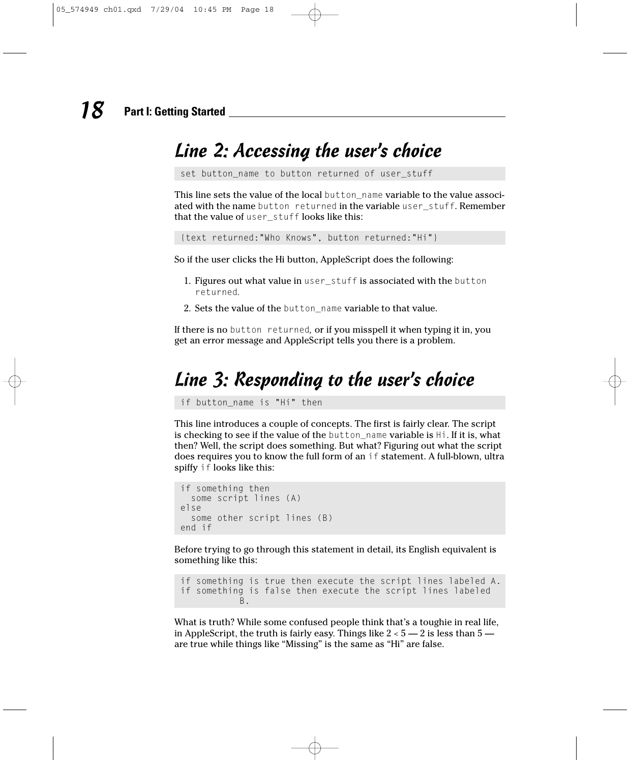## Line 2: Accessing the user's choice

```
set button_name to button returned of user_stuff
```

This line sets the value of the local `button_name` variable to the value associated with the name `button returned` in the variable `user_stuff`. Remember that the value of `user_stuff` looks like this:

```
{text returned:"Who Knows", button returned:"Hi"}
```

So if the user clicks the Hi button, AppleScript does the following:

1. Figures out what value in `user_stuff` is associated with the `button returned`.
2. Sets the value of the `button_name` variable to that value.

If there is no `button returned`, or if you misspell it when typing it in, you get an error message and AppleScript tells you there is a problem.

## Line 3: Responding to the user's choice

```
if button_name is "Hi" then
```

This line introduces a couple of concepts. The first is fairly clear. The script is checking to see if the value of the `button_name` variable is `Hi`. If it is, what then? Well, the script does something. But what? Figuring out what the script does requires you to know the full form of an `if` statement. A full-blown, ultra spiffy `if` looks like this:

```
if something then
  some script lines (A)
else
  some other script lines (B)
end if
```

Before trying to go through this statement in detail, its English equivalent is something like this:

```
if something is true then execute the script lines labeled A.
if something is false then execute the script lines labeled
          B.
```

What is truth? While some confused people think that's a toughie in real life, in AppleScript, the truth is fairly easy. Things like 2 < 5 — 2 is less than 5 — are true while things like "Missing" is the same as "Hi" are false.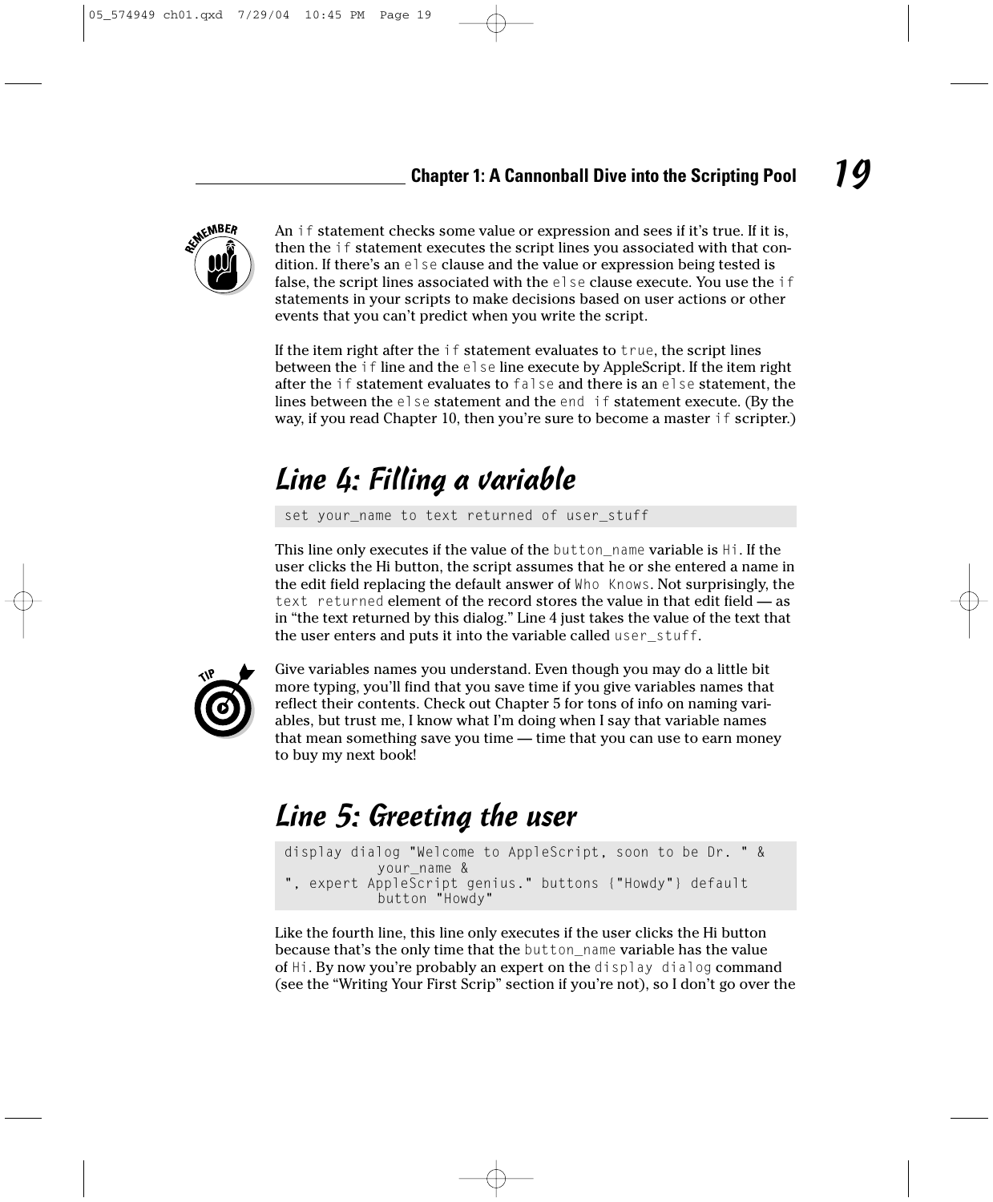An `if` statement checks some value or expression and sees if it's true. If it is, then the `if` statement executes the script lines you associated with that condition. If there's an `else` clause and the value or expression being tested is false, the script lines associated with the `else` clause execute. You use the `if` statements in your scripts to make decisions based on user actions or other events that you can't predict when you write the script.

If the item right after the `if` statement evaluates to `true`, the script lines between the `if` line and the `else` line execute by AppleScript. If the item right after the `if` statement evaluates to `false` and there is an `else` statement, the lines between the `else` statement and the `end if` statement execute. (By the way, if you read Chapter 10, then you're sure to become a master `if` scripter.)

## Line 4: Filling a variable

```
set your_name to text returned of user_stuff
```

This line only executes if the value of the `button_name` variable is `Hi`. If the user clicks the Hi button, the script assumes that he or she entered a name in the edit field replacing the default answer of `Who Knows`. Not surprisingly, the `text returned` element of the record stores the value in that edit field — as in "the text returned by this dialog." Line 4 just takes the value of the text that the user enters and puts it into the variable called `user_stuff`.

Give variables names you understand. Even though you may do a little bit more typing, you'll find that you save time if you give variables names that reflect their contents. Check out Chapter 5 for tons of info on naming variables, but trust me, I know what I'm doing when I say that variable names that mean something save you time — time that you can use to earn money to buy my next book!

## Line 5: Greeting the user

```
display dialog "Welcome to AppleScript, soon to be Dr. " &
           your_name &
", expert AppleScript genius." buttons {"Howdy"} default
           button "Howdy"
```

Like the fourth line, this line only executes if the user clicks the Hi button because that's the only time that the `button_name` variable has the value of `Hi`. By now you're probably an expert on the `display dialog` command (see the "Writing Your First Scrip" section if you're not), so I don't go over the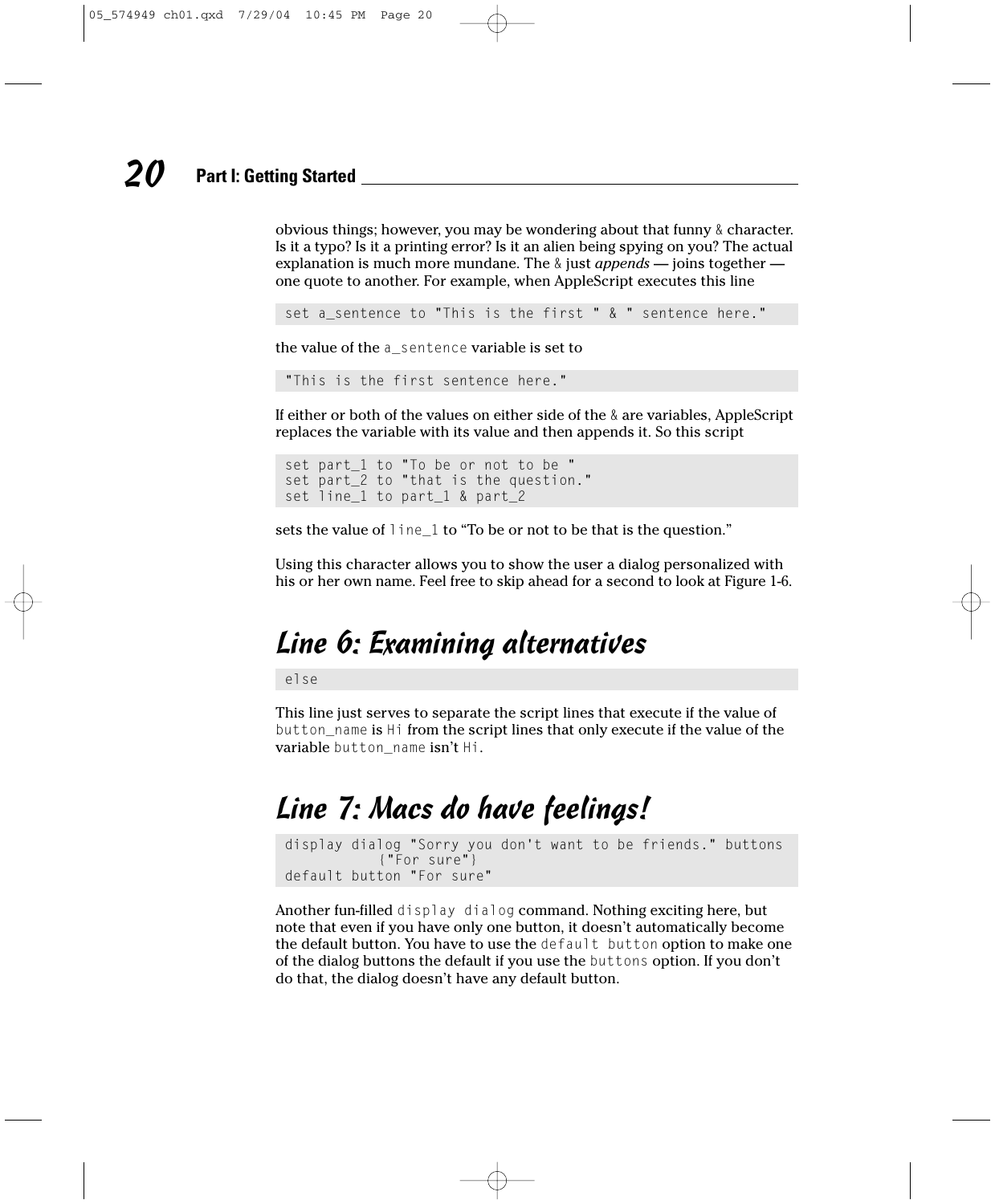obvious things; however, you may be wondering about that funny `&` character. Is it a typo? Is it a printing error? Is it an alien being spying on you? The actual explanation is much more mundane. The `&` just *appends* — joins together — one quote to another. For example, when AppleScript executes this line

```
set a_sentence to "This is the first " & " sentence here."
```

the value of the `a_sentence` variable is set to

```
"This is the first sentence here."
```

If either or both of the values on either side of the `&` are variables, AppleScript replaces the variable with its value and then appends it. So this script

```
set part_1 to "To be or not to be "
set part_2 to "that is the question."
set line_1 to part_1 & part_2
```

sets the value of `line_1` to "To be or not to be that is the question."

Using this character allows you to show the user a dialog personalized with his or her own name. Feel free to skip ahead for a second to look at Figure 1-6.

## Line 6: Examining alternatives

```
else
```

This line just serves to separate the script lines that execute if the value of `button_name` is `Hi` from the script lines that only execute if the value of the variable `button_name` isn't `Hi`.

## Line 7: Macs do have feelings!

```
display dialog "Sorry you don't want to be friends." buttons
            {"For sure"}
default button "For sure"
```

Another fun-filled `display dialog` command. Nothing exciting here, but note that even if you have only one button, it doesn't automatically become the default button. You have to use the `default button` option to make one of the dialog buttons the default if you use the `buttons` option. If you don't do that, the dialog doesn't have any default button.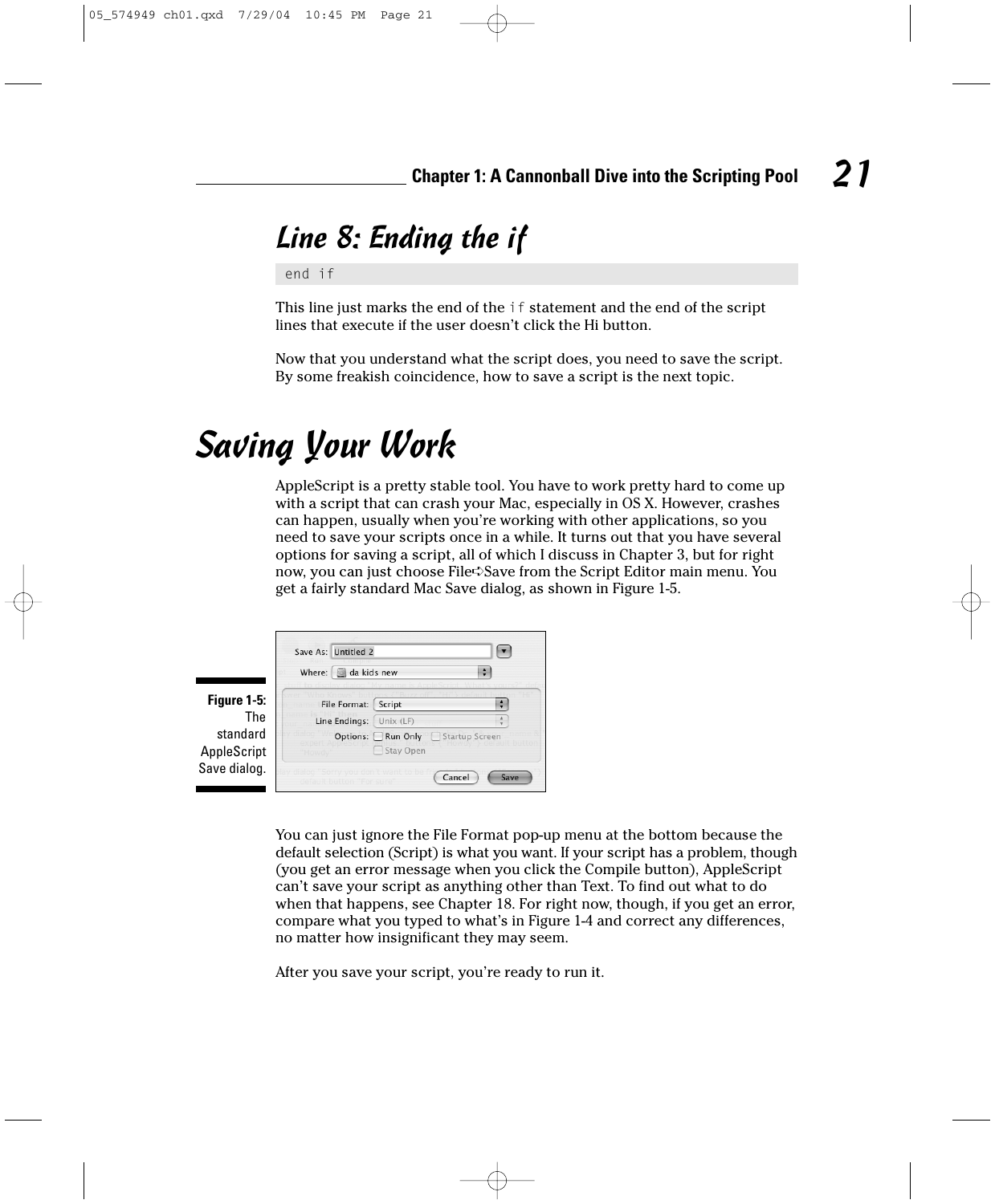## Line 8: Ending the if

```
end if
```

This line just marks the end of the `if` statement and the end of the script lines that execute if the user doesn't click the Hi button.

Now that you understand what the script does, you need to save the script. By some freakish coincidence, how to save a script is the next topic.

# Saving Your Work

AppleScript is a pretty stable tool. You have to work pretty hard to come up with a script that can crash your Mac, especially in OS X. However, crashes can happen, usually when you're working with other applications, so you need to save your scripts once in a while. It turns out that you have several options for saving a script, all of which I discuss in Chapter 3, but for right now, you can just choose File➪Save from the Script Editor main menu. You get a fairly standard Mac Save dialog, as shown in Figure 1-5.

**Figure 1-5:** The standard AppleScript Save dialog.

You can just ignore the File Format pop-up menu at the bottom because the default selection (Script) is what you want. If your script has a problem, though (you get an error message when you click the Compile button), AppleScript can't save your script as anything other than Text. To find out what to do when that happens, see Chapter 18. For right now, though, if you get an error, compare what you typed to what's in Figure 1-4 and correct any differences, no matter how insignificant they may seem.

After you save your script, you're ready to run it.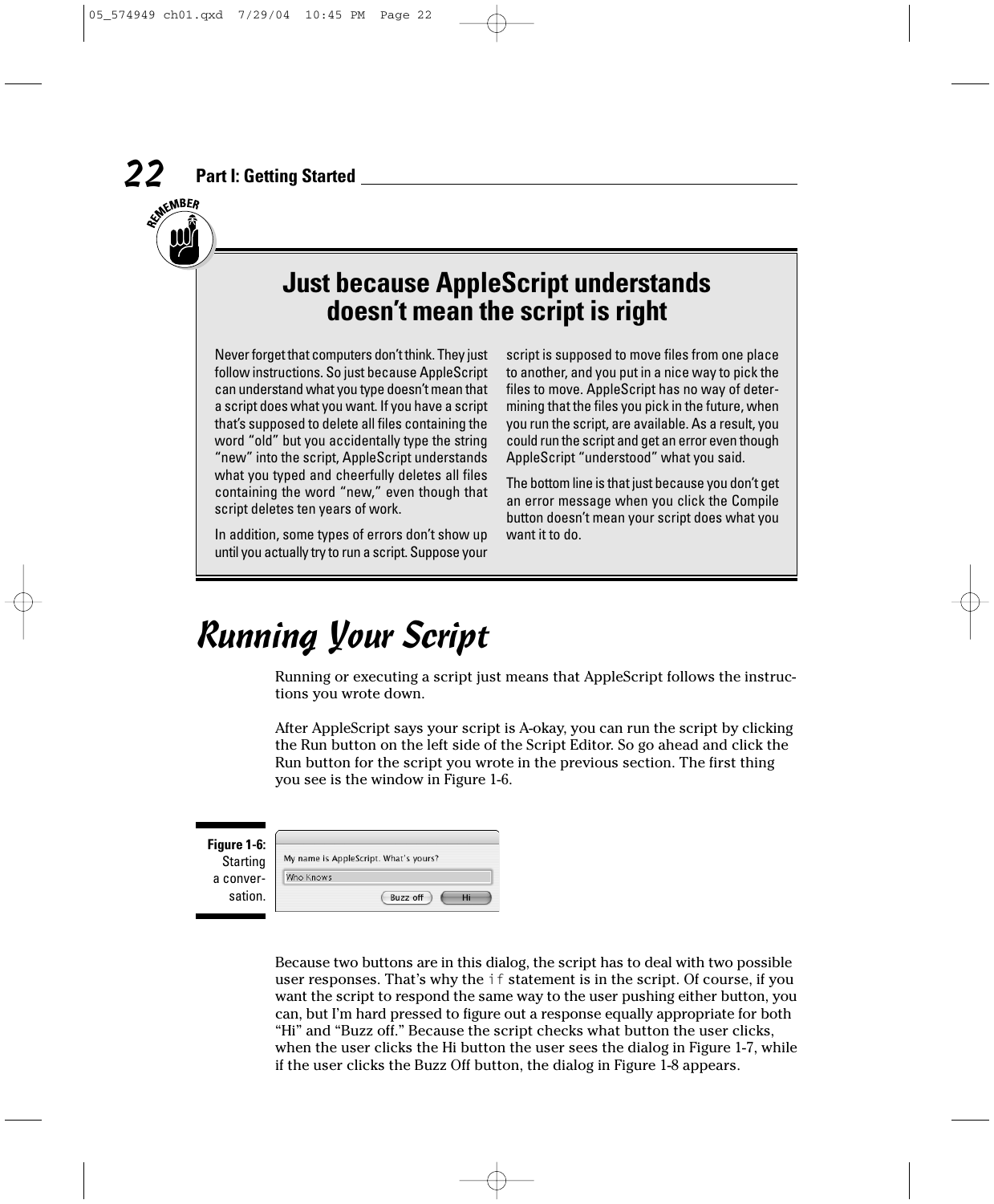REMEMBER

## Just because AppleScript understands doesn't mean the script is right

Never forget that computers don't think. They just follow instructions. So just because AppleScript can understand what you type doesn't mean that a script does what you want. If you have a script that's supposed to delete all files containing the word "old" but you accidentally type the string "new" into the script, AppleScript understands what you typed and cheerfully deletes all files containing the word "new," even though that script deletes ten years of work.

In addition, some types of errors don't show up until you actually try to run a script. Suppose your script is supposed to move files from one place to another, and you put in a nice way to pick the files to move. AppleScript has no way of determining that the files you pick in the future, when you run the script, are available. As a result, you could run the script and get an error even though AppleScript "understood" what you said.

The bottom line is that just because you don't get an error message when you click the Compile button doesn't mean your script does what you want it to do.

# Running Your Script

Running or executing a script just means that AppleScript follows the instructions you wrote down.

After AppleScript says your script is A-okay, you can run the script by clicking the Run button on the left side of the Script Editor. So go ahead and click the Run button for the script you wrote in the previous section. The first thing you see is the window in Figure 1-6.

My name is AppleScript. What's yours?

Who Knows

Buzz off | Hi

**Figure 1-6:** Starting a conversation.

Because two buttons are in this dialog, the script has to deal with two possible user responses. That's why the `if` statement is in the script. Of course, if you want the script to respond the same way to the user pushing either button, you can, but I'm hard pressed to figure out a response equally appropriate for both "Hi" and "Buzz off." Because the script checks what button the user clicks, when the user clicks the Hi button the user sees the dialog in Figure 1-7, while if the user clicks the Buzz Off button, the dialog in Figure 1-8 appears.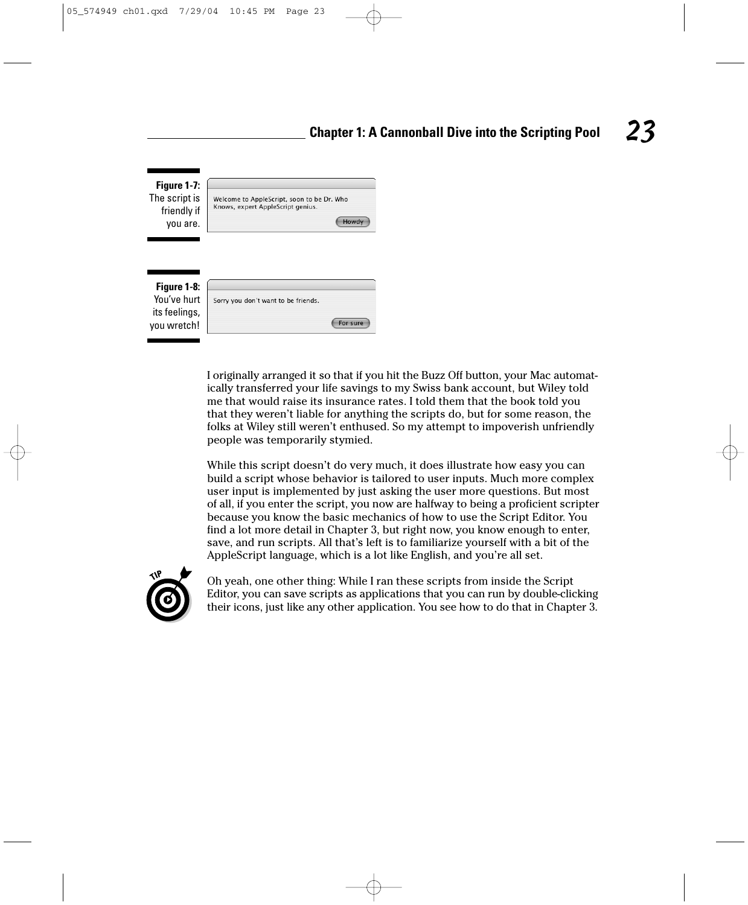**Figure 1-7:** The script is friendly if you are.

**Figure 1-8:** You've hurt its feelings, you wretch!

I originally arranged it so that if you hit the Buzz Off button, your Mac automatically transferred your life savings to my Swiss bank account, but Wiley told me that would raise its insurance rates. I told them that the book told you that they weren't liable for anything the scripts do, but for some reason, the folks at Wiley still weren't enthused. So my attempt to impoverish unfriendly people was temporarily stymied.

While this script doesn't do very much, it does illustrate how easy you can build a script whose behavior is tailored to user inputs. Much more complex user input is implemented by just asking the user more questions. But most of all, if you enter the script, you now are halfway to being a proficient scripter because you know the basic mechanics of how to use the Script Editor. You find a lot more detail in Chapter 3, but right now, you know enough to enter, save, and run scripts. All that's left is to familiarize yourself with a bit of the AppleScript language, which is a lot like English, and you're all set.

**TIP:** Oh yeah, one other thing: While I ran these scripts from inside the Script Editor, you can save scripts as applications that you can run by double-clicking their icons, just like any other application. You see how to do that in Chapter 3.